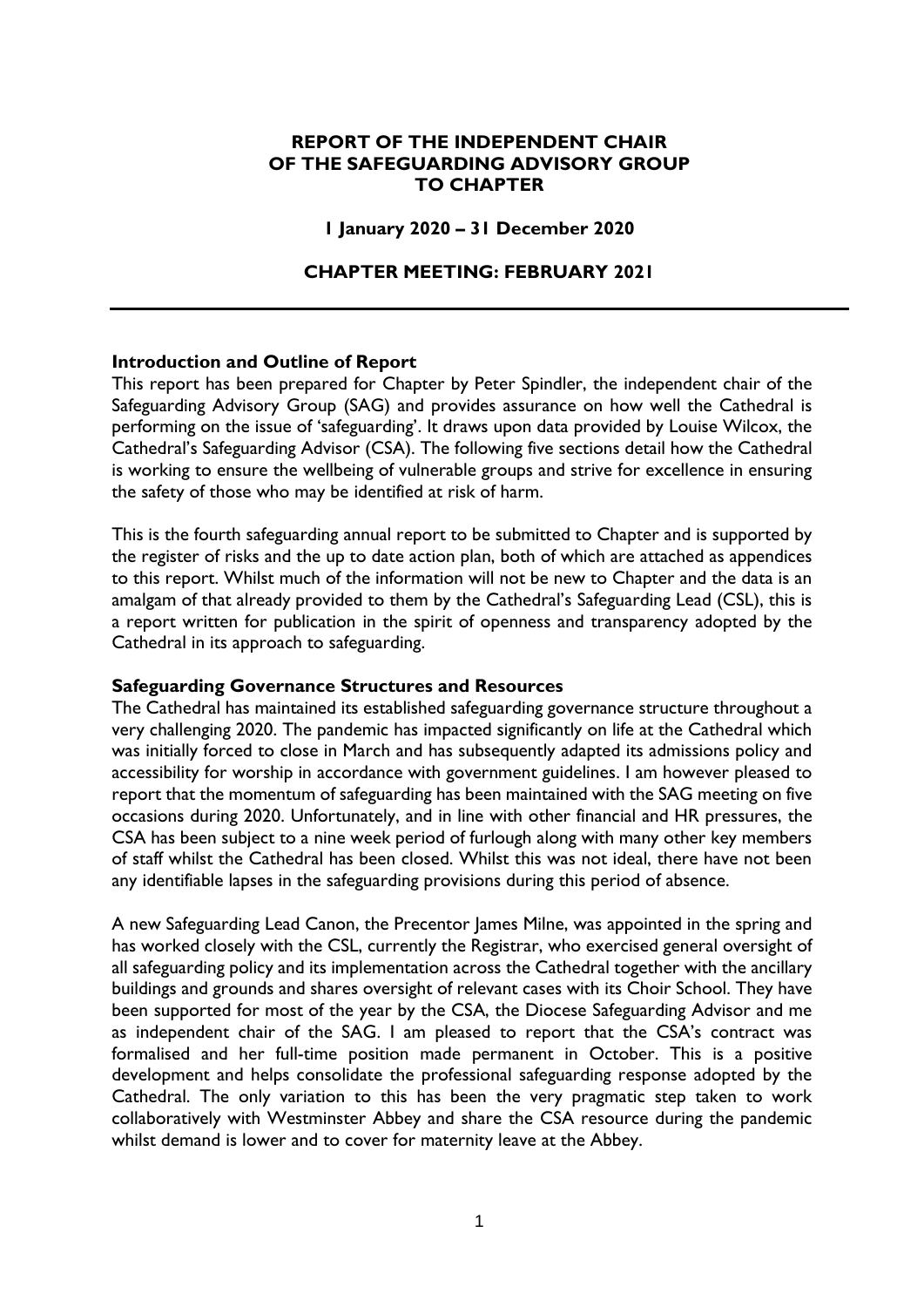# REPORT OF THE INDEPENDENT CHAIR OF THE SAFEGUARDING ADVISORY GROUP TO CHAPTER

**1 January 2020 – 31 December 2020**

**CHAPTER MEETING: FEBRUARY 2021**

---

### Introduction and Outline of Report

This report has been prepared for Chapter by Peter Spindler, the independent chair of the Safeguarding Advisory Group (SAG) and provides assurance on how well the Cathedral is performing on the issue of 'safeguarding'. It draws upon data provided by Louise Wilcox, the Cathedral's Safeguarding Advisor (CSA). The following five sections detail how the Cathedral is working to ensure the wellbeing of vulnerable groups and strive for excellence in ensuring the safety of those who may be identified at risk of harm.

This is the fourth safeguarding annual report to be submitted to Chapter and is supported by the register of risks and the up to date action plan, both of which are attached as appendices to this report. Whilst much of the information will not be new to Chapter and the data is an amalgam of that already provided to them by the Cathedral's Safeguarding Lead (CSL), this is a report written for publication in the spirit of openness and transparency adopted by the Cathedral in its approach to safeguarding.

### Safeguarding Governance Structures and Resources

The Cathedral has maintained its established safeguarding governance structure throughout a very challenging 2020. The pandemic has impacted significantly on life at the Cathedral which was initially forced to close in March and has subsequently adapted its admissions policy and accessibility for worship in accordance with government guidelines. I am however pleased to report that the momentum of safeguarding has been maintained with the SAG meeting on five occasions during 2020. Unfortunately, and in line with other financial and HR pressures, the CSA has been subject to a nine week period of furlough along with many other key members of staff whilst the Cathedral has been closed. Whilst this was not ideal, there have not been any identifiable lapses in the safeguarding provisions during this period of absence.

A new Safeguarding Lead Canon, the Precentor James Milne, was appointed in the spring and has worked closely with the CSL, currently the Registrar, who exercised general oversight of all safeguarding policy and its implementation across the Cathedral together with the ancillary buildings and grounds and shares oversight of relevant cases with its Choir School. They have been supported for most of the year by the CSA, the Diocese Safeguarding Advisor and me as independent chair of the SAG. I am pleased to report that the CSA's contract was formalised and her full-time position made permanent in October. This is a positive development and helps consolidate the professional safeguarding response adopted by the Cathedral. The only variation to this has been the very pragmatic step taken to work collaboratively with Westminster Abbey and share the CSA resource during the pandemic whilst demand is lower and to cover for maternity leave at the Abbey.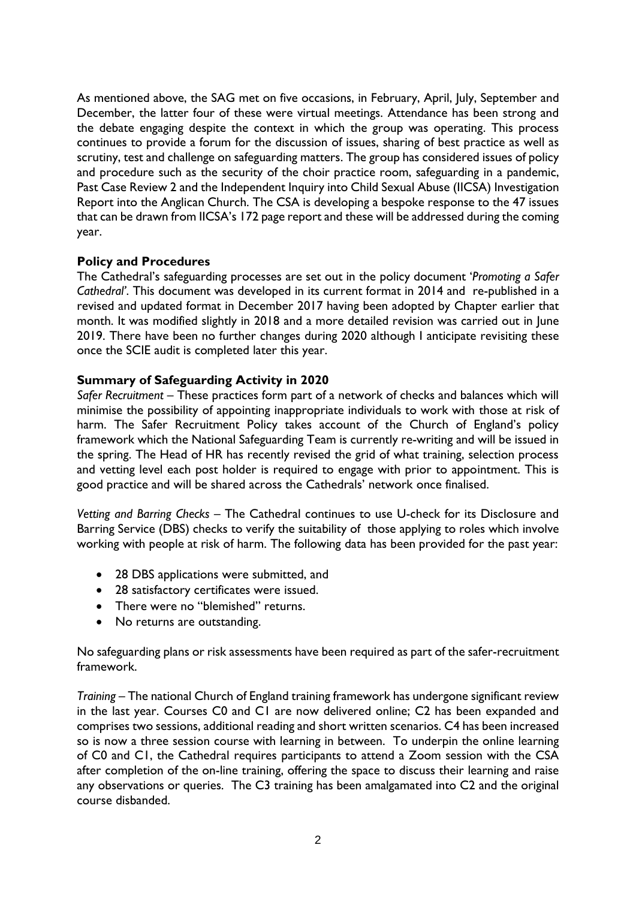As mentioned above, the SAG met on five occasions, in February, April, July, September and December, the latter four of these were virtual meetings. Attendance has been strong and the debate engaging despite the context in which the group was operating. This process continues to provide a forum for the discussion of issues, sharing of best practice as well as scrutiny, test and challenge on safeguarding matters. The group has considered issues of policy and procedure such as the security of the choir practice room, safeguarding in a pandemic, Past Case Review 2 and the Independent Inquiry into Child Sexual Abuse (IICSA) Investigation Report into the Anglican Church. The CSA is developing a bespoke response to the 47 issues that can be drawn from IICSA's 172 page report and these will be addressed during the coming year.

**Policy and Procedures**

The Cathedral's safeguarding processes are set out in the policy document '*Promoting a Safer Cathedral*'. This document was developed in its current format in 2014 and re-published in a revised and updated format in December 2017 having been adopted by Chapter earlier that month. It was modified slightly in 2018 and a more detailed revision was carried out in June 2019. There have been no further changes during 2020 although I anticipate revisiting these once the SCIE audit is completed later this year.

**Summary of Safeguarding Activity in 2020**

*Safer Recruitment* – These practices form part of a network of checks and balances which will minimise the possibility of appointing inappropriate individuals to work with those at risk of harm. The Safer Recruitment Policy takes account of the Church of England's policy framework which the National Safeguarding Team is currently re-writing and will be issued in the spring. The Head of HR has recently revised the grid of what training, selection process and vetting level each post holder is required to engage with prior to appointment. This is good practice and will be shared across the Cathedrals' network once finalised.

*Vetting and Barring Checks* – The Cathedral continues to use U-check for its Disclosure and Barring Service (DBS) checks to verify the suitability of those applying to roles which involve working with people at risk of harm. The following data has been provided for the past year:

- 28 DBS applications were submitted, and
- 28 satisfactory certificates were issued.
- There were no "blemished" returns.
- No returns are outstanding.

No safeguarding plans or risk assessments have been required as part of the safer-recruitment framework.

*Training* – The national Church of England training framework has undergone significant review in the last year. Courses C0 and C1 are now delivered online; C2 has been expanded and comprises two sessions, additional reading and short written scenarios. C4 has been increased so is now a three session course with learning in between. To underpin the online learning of C0 and C1, the Cathedral requires participants to attend a Zoom session with the CSA after completion of the on-line training, offering the space to discuss their learning and raise any observations or queries. The C3 training has been amalgamated into C2 and the original course disbanded.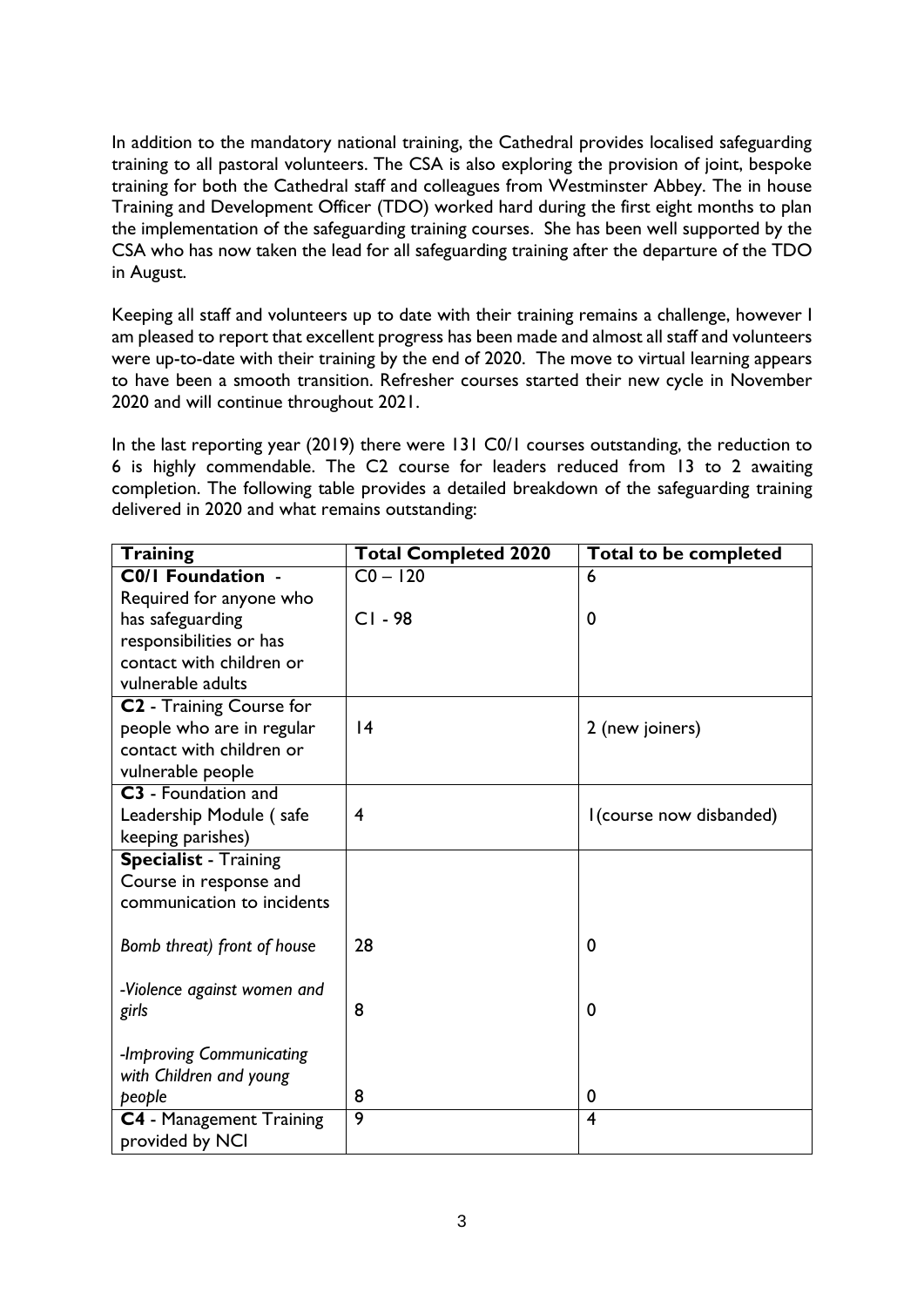In addition to the mandatory national training, the Cathedral provides localised safeguarding training to all pastoral volunteers. The CSA is also exploring the provision of joint, bespoke training for both the Cathedral staff and colleagues from Westminster Abbey. The in house Training and Development Officer (TDO) worked hard during the first eight months to plan the implementation of the safeguarding training courses. She has been well supported by the CSA who has now taken the lead for all safeguarding training after the departure of the TDO in August.

Keeping all staff and volunteers up to date with their training remains a challenge, however I am pleased to report that excellent progress has been made and almost all staff and volunteers were up-to-date with their training by the end of 2020. The move to virtual learning appears to have been a smooth transition. Refresher courses started their new cycle in November 2020 and will continue throughout 2021.

In the last reporting year (2019) there were 131 C0/1 courses outstanding, the reduction to 6 is highly commendable. The C2 course for leaders reduced from 13 to 2 awaiting completion. The following table provides a detailed breakdown of the safeguarding training delivered in 2020 and what remains outstanding:

| Training | Total Completed 2020 | Total to be completed |
|---|---|---|
| **C0/1 Foundation** - Required for anyone who has safeguarding responsibilities or has contact with children or vulnerable adults | C0 – 120<br>C1 - 98 | 6<br>0 |
| **C2** - Training Course for people who are in regular contact with children or vulnerable people | 14 | 2 (new joiners) |
| **C3** - Foundation and Leadership Module ( safe keeping parishes) | 4 | 1(course now disbanded) |
| **Specialist** - Training Course in response and communication to incidents | | |
| *Bomb threat) front of house* | 28 | 0 |
| *-Violence against women and girls* | 8 | 0 |
| *-Improving Communicating with Children and young people* | 8 | 0 |
| **C4** - Management Training provided by NCI | 9 | 4 |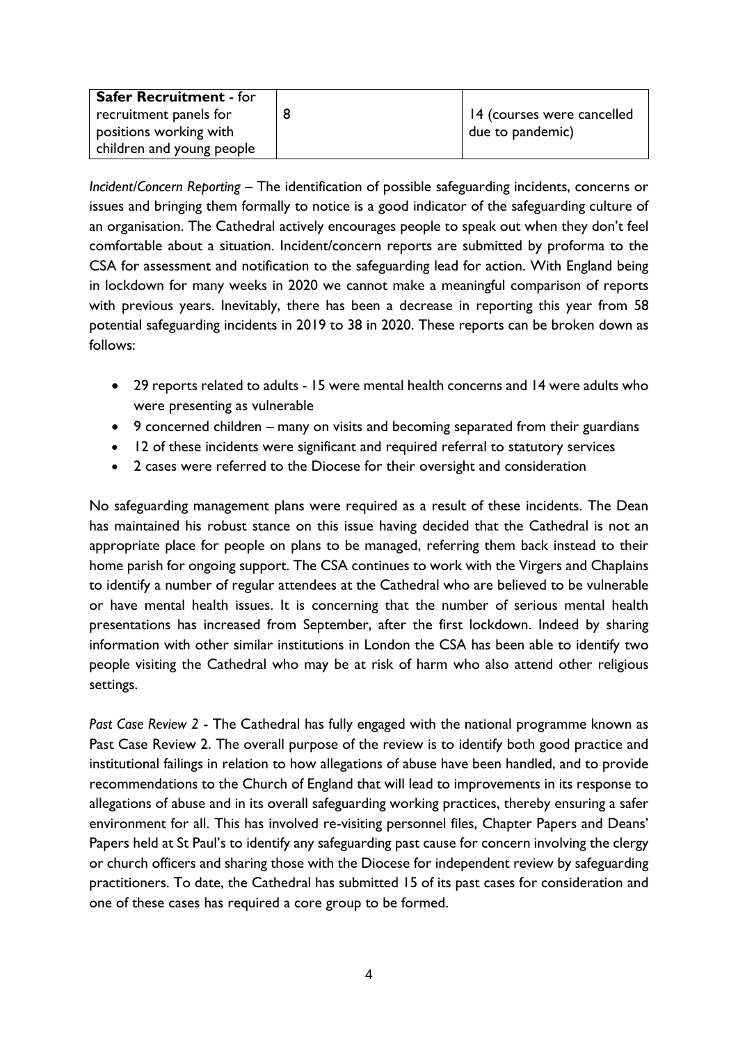| **Safer Recruitment** - for recruitment panels for positions working with children and young people | 8 | 14 (courses were cancelled due to pandemic) |
| --- | --- | --- |

*Incident/Concern Reporting* – The identification of possible safeguarding incidents, concerns or issues and bringing them formally to notice is a good indicator of the safeguarding culture of an organisation. The Cathedral actively encourages people to speak out when they don't feel comfortable about a situation. Incident/concern reports are submitted by proforma to the CSA for assessment and notification to the safeguarding lead for action. With England being in lockdown for many weeks in 2020 we cannot make a meaningful comparison of reports with previous years. Inevitably, there has been a decrease in reporting this year from 58 potential safeguarding incidents in 2019 to 38 in 2020. These reports can be broken down as follows:

- 29 reports related to adults - 15 were mental health concerns and 14 were adults who were presenting as vulnerable
- 9 concerned children – many on visits and becoming separated from their guardians
- 12 of these incidents were significant and required referral to statutory services
- 2 cases were referred to the Diocese for their oversight and consideration

No safeguarding management plans were required as a result of these incidents. The Dean has maintained his robust stance on this issue having decided that the Cathedral is not an appropriate place for people on plans to be managed, referring them back instead to their home parish for ongoing support. The CSA continues to work with the Virgers and Chaplains to identify a number of regular attendees at the Cathedral who are believed to be vulnerable or have mental health issues. It is concerning that the number of serious mental health presentations has increased from September, after the first lockdown. Indeed by sharing information with other similar institutions in London the CSA has been able to identify two people visiting the Cathedral who may be at risk of harm who also attend other religious settings.

*Past Case Review 2* - The Cathedral has fully engaged with the national programme known as Past Case Review 2. The overall purpose of the review is to identify both good practice and institutional failings in relation to how allegations of abuse have been handled, and to provide recommendations to the Church of England that will lead to improvements in its response to allegations of abuse and in its overall safeguarding working practices, thereby ensuring a safer environment for all. This has involved re-visiting personnel files, Chapter Papers and Deans' Papers held at St Paul's to identify any safeguarding past cause for concern involving the clergy or church officers and sharing those with the Diocese for independent review by safeguarding practitioners. To date, the Cathedral has submitted 15 of its past cases for consideration and one of these cases has required a core group to be formed.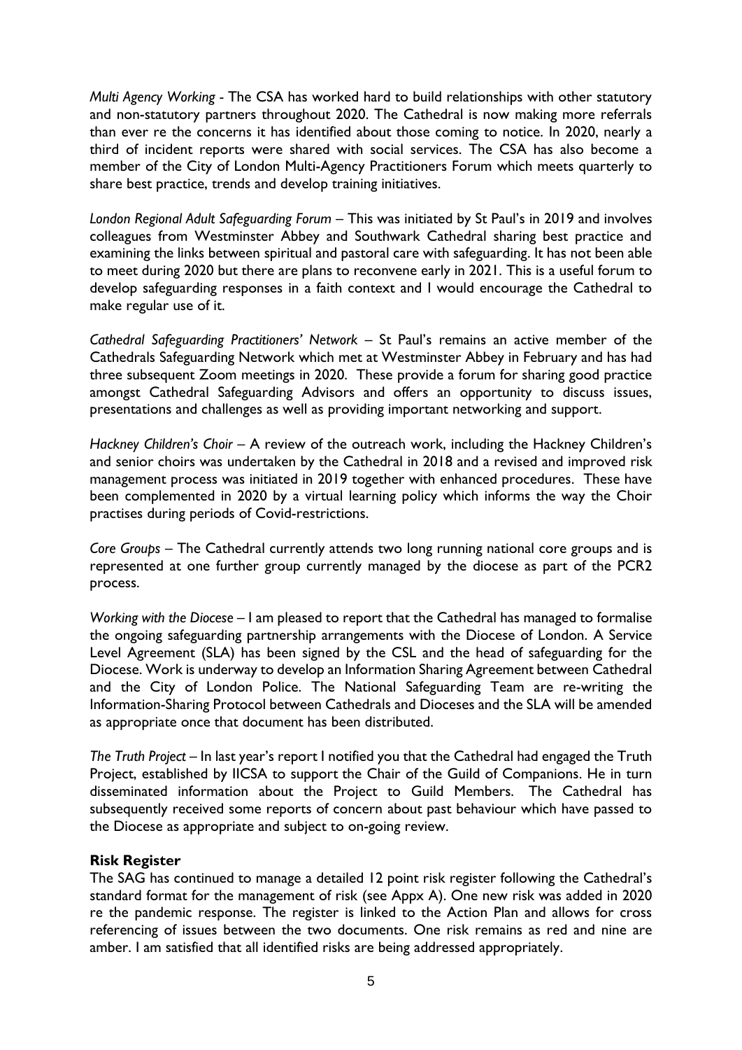*Multi Agency Working* - The CSA has worked hard to build relationships with other statutory and non-statutory partners throughout 2020. The Cathedral is now making more referrals than ever re the concerns it has identified about those coming to notice. In 2020, nearly a third of incident reports were shared with social services. The CSA has also become a member of the City of London Multi-Agency Practitioners Forum which meets quarterly to share best practice, trends and develop training initiatives.

*London Regional Adult Safeguarding Forum* – This was initiated by St Paul's in 2019 and involves colleagues from Westminster Abbey and Southwark Cathedral sharing best practice and examining the links between spiritual and pastoral care with safeguarding. It has not been able to meet during 2020 but there are plans to reconvene early in 2021. This is a useful forum to develop safeguarding responses in a faith context and I would encourage the Cathedral to make regular use of it.

*Cathedral Safeguarding Practitioners' Network* – St Paul's remains an active member of the Cathedrals Safeguarding Network which met at Westminster Abbey in February and has had three subsequent Zoom meetings in 2020. These provide a forum for sharing good practice amongst Cathedral Safeguarding Advisors and offers an opportunity to discuss issues, presentations and challenges as well as providing important networking and support.

*Hackney Children's Choir* – A review of the outreach work, including the Hackney Children's and senior choirs was undertaken by the Cathedral in 2018 and a revised and improved risk management process was initiated in 2019 together with enhanced procedures. These have been complemented in 2020 by a virtual learning policy which informs the way the Choir practises during periods of Covid-restrictions.

*Core Groups* – The Cathedral currently attends two long running national core groups and is represented at one further group currently managed by the diocese as part of the PCR2 process.

*Working with the Diocese* – I am pleased to report that the Cathedral has managed to formalise the ongoing safeguarding partnership arrangements with the Diocese of London. A Service Level Agreement (SLA) has been signed by the CSL and the head of safeguarding for the Diocese. Work is underway to develop an Information Sharing Agreement between Cathedral and the City of London Police. The National Safeguarding Team are re-writing the Information-Sharing Protocol between Cathedrals and Dioceses and the SLA will be amended as appropriate once that document has been distributed.

*The Truth Project* – In last year's report I notified you that the Cathedral had engaged the Truth Project, established by IICSA to support the Chair of the Guild of Companions. He in turn disseminated information about the Project to Guild Members. The Cathedral has subsequently received some reports of concern about past behaviour which have passed to the Diocese as appropriate and subject to on-going review.

**Risk Register**

The SAG has continued to manage a detailed 12 point risk register following the Cathedral's standard format for the management of risk (see Appx A). One new risk was added in 2020 re the pandemic response. The register is linked to the Action Plan and allows for cross referencing of issues between the two documents. One risk remains as red and nine are amber. I am satisfied that all identified risks are being addressed appropriately.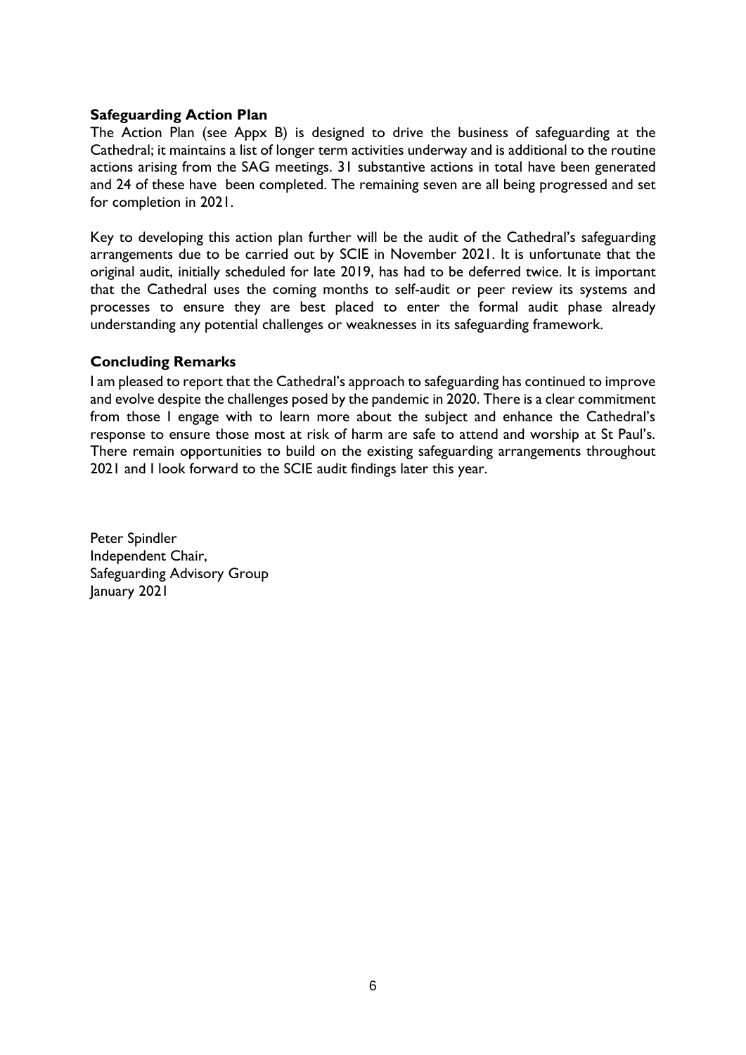**Safeguarding Action Plan**

The Action Plan (see Appx B) is designed to drive the business of safeguarding at the Cathedral; it maintains a list of longer term activities underway and is additional to the routine actions arising from the SAG meetings. 31 substantive actions in total have been generated and 24 of these have been completed. The remaining seven are all being progressed and set for completion in 2021.

Key to developing this action plan further will be the audit of the Cathedral's safeguarding arrangements due to be carried out by SCIE in November 2021. It is unfortunate that the original audit, initially scheduled for late 2019, has had to be deferred twice. It is important that the Cathedral uses the coming months to self-audit or peer review its systems and processes to ensure they are best placed to enter the formal audit phase already understanding any potential challenges or weaknesses in its safeguarding framework.

**Concluding Remarks**

I am pleased to report that the Cathedral's approach to safeguarding has continued to improve and evolve despite the challenges posed by the pandemic in 2020. There is a clear commitment from those I engage with to learn more about the subject and enhance the Cathedral's response to ensure those most at risk of harm are safe to attend and worship at St Paul's. There remain opportunities to build on the existing safeguarding arrangements throughout 2021 and I look forward to the SCIE audit findings later this year.

Peter Spindler  
Independent Chair,  
Safeguarding Advisory Group  
January 2021